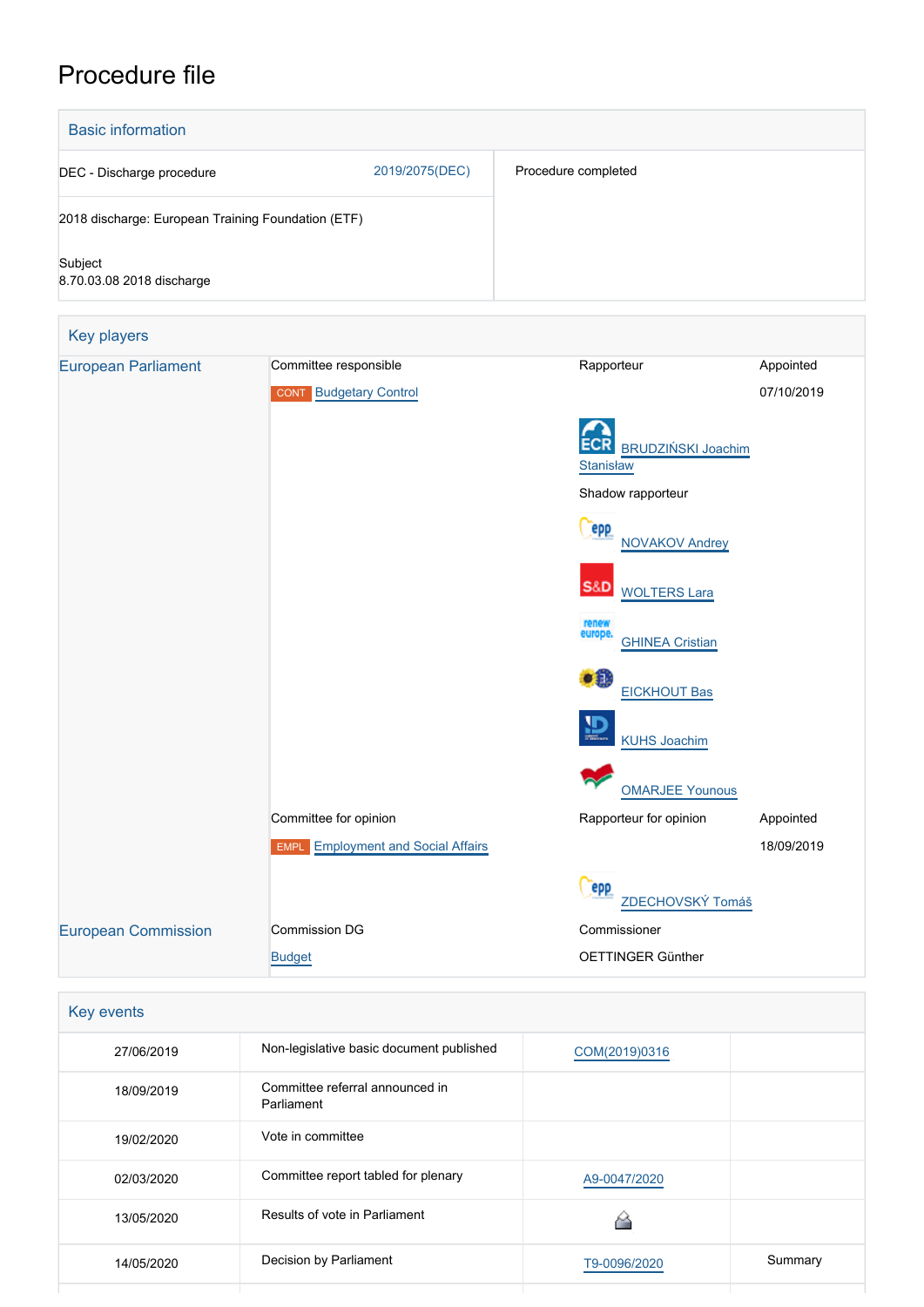# Procedure file

## Basic information

| | |
|---|---|
| DEC - Discharge procedure 2019/2075(DEC) | Procedure completed |
| 2018 discharge: European Training Foundation (ETF) | |
| Subject<br>8.70.03.08 2018 discharge | |

## Key players

| | | | |
|---|---|---|---|
| European Parliament | Committee responsible | Rapporteur | Appointed |
| | CONT Budgetary Control | | 07/10/2019 |
| | | ECR BRUDZIŃSKI Joachim Stanisław | |
| | | Shadow rapporteur | |
| | | EPP NOVAKOV Andrey | |
| | | S&D WOLTERS Lara | |
| | | Renew Europe GHINEA Cristian | |
| | | Verts/ALE EICKHOUT Bas | |
| | | ID KUHS Joachim | |
| | | GUE/NGL OMARJEE Younous | |
| | Committee for opinion | Rapporteur for opinion | Appointed |
| | EMPL Employment and Social Affairs | | 18/09/2019 |
| | | EPP ZDECHOVSKÝ Tomáš | |
| European Commission | Commission DG | Commissioner | |
| | Budget | OETTINGER Günther | |

## Key events

| | | | |
|---|---|---|---|
| 27/06/2019 | Non-legislative basic document published | COM(2019)0316 | |
| 18/09/2019 | Committee referral announced in Parliament | | |
| 19/02/2020 | Vote in committee | | |
| 02/03/2020 | Committee report tabled for plenary | A9-0047/2020 | |
| 13/05/2020 | Results of vote in Parliament | | |
| 14/05/2020 | Decision by Parliament | T9-0096/2020 | Summary |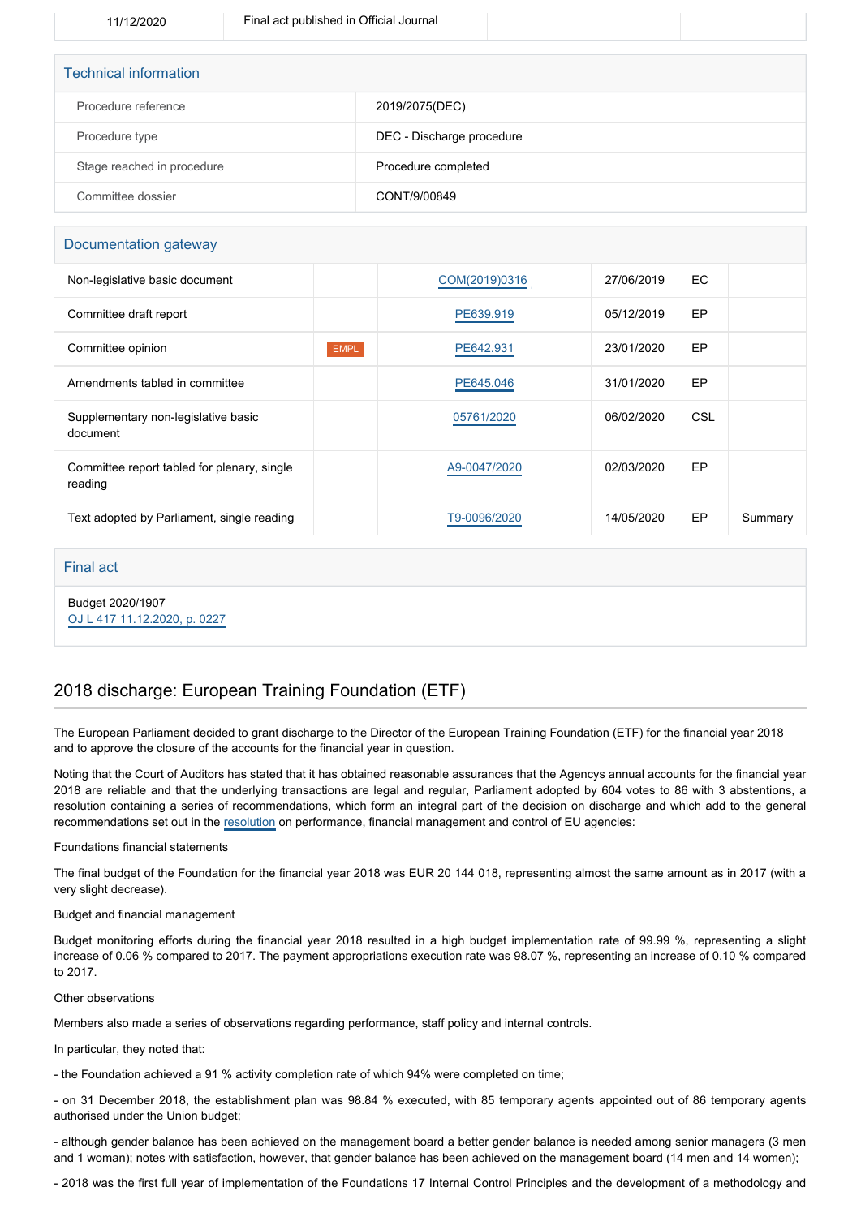| 11/12/2020 | Final act published in Official Journal | | |
|---|---|---|---|

## Technical information

| | |
|---|---|
| Procedure reference | 2019/2075(DEC) |
| Procedure type | DEC - Discharge procedure |
| Stage reached in procedure | Procedure completed |
| Committee dossier | CONT/9/00849 |

## Documentation gateway

| | | | | | |
|---|---|---|---|---|---|
| Non-legislative basic document | | COM(2019)0316 | 27/06/2019 | EC | |
| Committee draft report | | PE639.919 | 05/12/2019 | EP | |
| Committee opinion | EMPL | PE642.931 | 23/01/2020 | EP | |
| Amendments tabled in committee | | PE645.046 | 31/01/2020 | EP | |
| Supplementary non-legislative basic document | | 05761/2020 | 06/02/2020 | CSL | |
| Committee report tabled for plenary, single reading | | A9-0047/2020 | 02/03/2020 | EP | |
| Text adopted by Parliament, single reading | | T9-0096/2020 | 14/05/2020 | EP | Summary |

## Final act

Budget 2020/1907
OJ L 417 11.12.2020, p. 0227

# 2018 discharge: European Training Foundation (ETF)

The European Parliament decided to grant discharge to the Director of the European Training Foundation (ETF) for the financial year 2018 and to approve the closure of the accounts for the financial year in question.

Noting that the Court of Auditors has stated that it has obtained reasonable assurances that the Agencys annual accounts for the financial year 2018 are reliable and that the underlying transactions are legal and regular, Parliament adopted by 604 votes to 86 with 3 abstentions, a resolution containing a series of recommendations, which form an integral part of the decision on discharge and which add to the general recommendations set out in the resolution on performance, financial management and control of EU agencies:

Foundations financial statements

The final budget of the Foundation for the financial year 2018 was EUR 20 144 018, representing almost the same amount as in 2017 (with a very slight decrease).

Budget and financial management

Budget monitoring efforts during the financial year 2018 resulted in a high budget implementation rate of 99.99 %, representing a slight increase of 0.06 % compared to 2017. The payment appropriations execution rate was 98.07 %, representing an increase of 0.10 % compared to 2017.

Other observations

Members also made a series of observations regarding performance, staff policy and internal controls.

In particular, they noted that:

- the Foundation achieved a 91 % activity completion rate of which 94% were completed on time;

- on 31 December 2018, the establishment plan was 98.84 % executed, with 85 temporary agents appointed out of 86 temporary agents authorised under the Union budget;

- although gender balance has been achieved on the management board a better gender balance is needed among senior managers (3 men and 1 woman); notes with satisfaction, however, that gender balance has been achieved on the management board (14 men and 14 women);

- 2018 was the first full year of implementation of the Foundations 17 Internal Control Principles and the development of a methodology and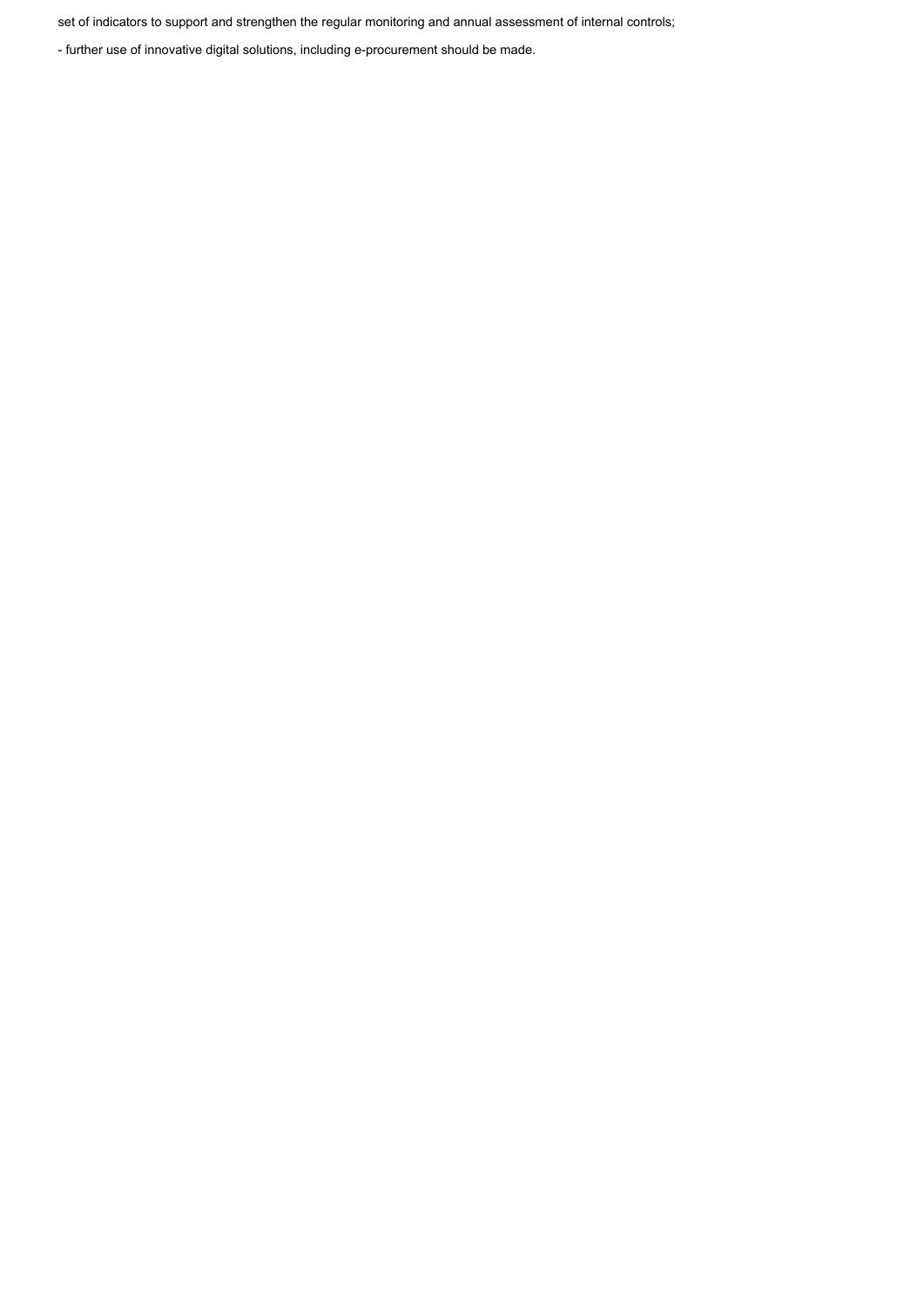set of indicators to support and strengthen the regular monitoring and annual assessment of internal controls;

- further use of innovative digital solutions, including e-procurement should be made.